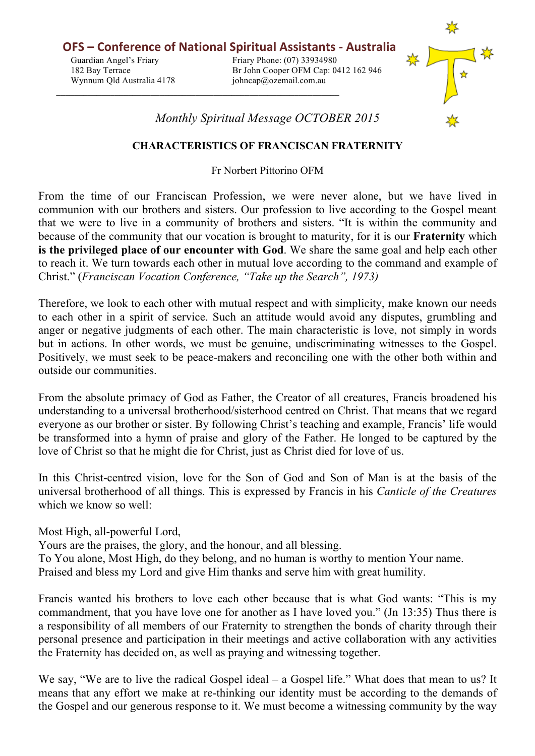**OFS – Conference of National Spiritual Assistants - Australia**

Guardian Angel's Friary
182 Bay Terrace
Wynnum Qld Australia 4178

Friary Phone: (07) 33934980
Br John Cooper OFM Cap: 0412 162 946
johncap@ozemail.com.au

*Monthly Spiritual Message OCTOBER 2015*

## CHARACTERISTICS OF FRANCISCAN FRATERNITY

Fr Norbert Pittorino OFM

From the time of our Franciscan Profession, we were never alone, but we have lived in communion with our brothers and sisters. Our profession to live according to the Gospel meant that we were to live in a community of brothers and sisters. "It is within the community and because of the community that our vocation is brought to maturity, for it is our **Fraternity** which **is the privileged place of our encounter with God**. We share the same goal and help each other to reach it. We turn towards each other in mutual love according to the command and example of Christ." (*Franciscan Vocation Conference, "Take up the Search", 1973)*

Therefore, we look to each other with mutual respect and with simplicity, make known our needs to each other in a spirit of service. Such an attitude would avoid any disputes, grumbling and anger or negative judgments of each other. The main characteristic is love, not simply in words but in actions. In other words, we must be genuine, undiscriminating witnesses to the Gospel. Positively, we must seek to be peace-makers and reconciling one with the other both within and outside our communities.

From the absolute primacy of God as Father, the Creator of all creatures, Francis broadened his understanding to a universal brotherhood/sisterhood centred on Christ. That means that we regard everyone as our brother or sister. By following Christ's teaching and example, Francis' life would be transformed into a hymn of praise and glory of the Father. He longed to be captured by the love of Christ so that he might die for Christ, just as Christ died for love of us.

In this Christ-centred vision, love for the Son of God and Son of Man is at the basis of the universal brotherhood of all things. This is expressed by Francis in his *Canticle of the Creatures* which we know so well:

Most High, all-powerful Lord,
Yours are the praises, the glory, and the honour, and all blessing.
To You alone, Most High, do they belong, and no human is worthy to mention Your name.
Praised and bless my Lord and give Him thanks and serve him with great humility.

Francis wanted his brothers to love each other because that is what God wants: "This is my commandment, that you have love one for another as I have loved you." (Jn 13:35) Thus there is a responsibility of all members of our Fraternity to strengthen the bonds of charity through their personal presence and participation in their meetings and active collaboration with any activities the Fraternity has decided on, as well as praying and witnessing together.

We say, "We are to live the radical Gospel ideal – a Gospel life." What does that mean to us? It means that any effort we make at re-thinking our identity must be according to the demands of the Gospel and our generous response to it. We must become a witnessing community by the way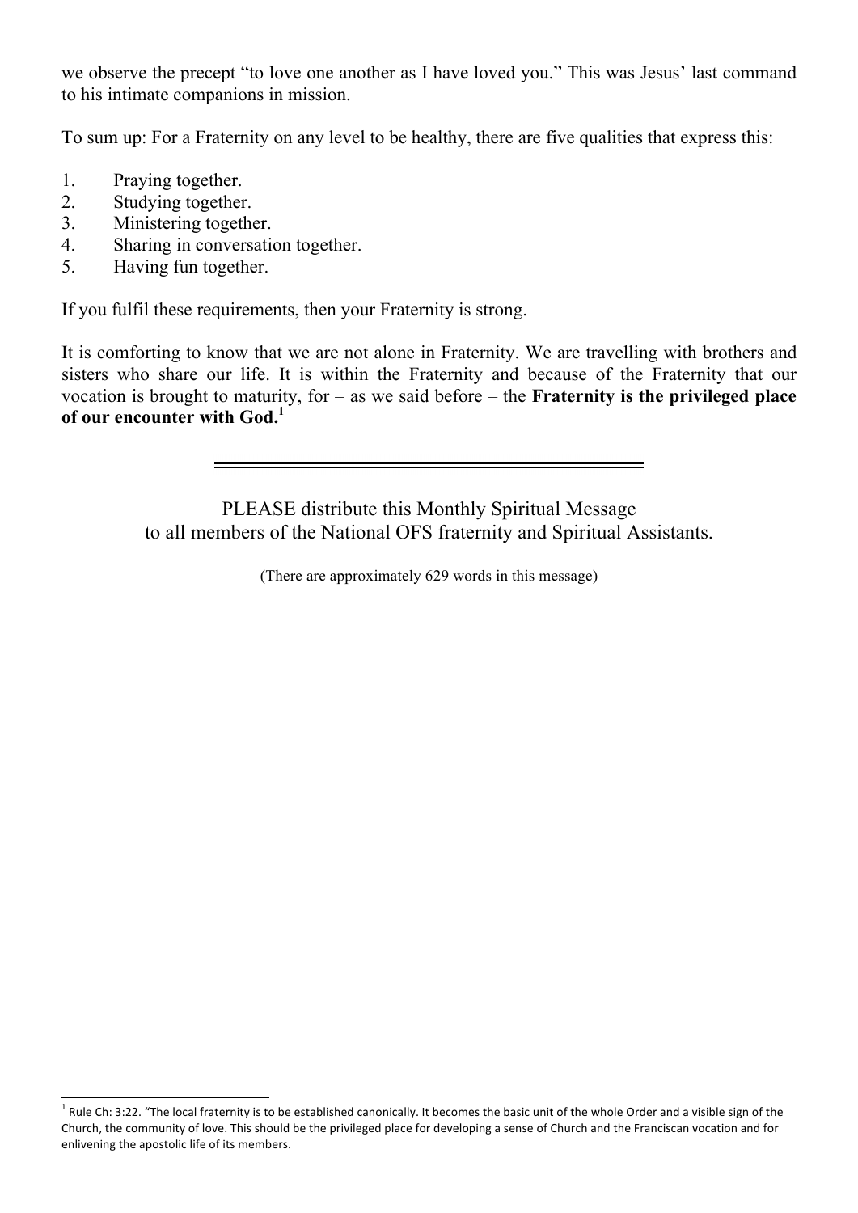we observe the precept "to love one another as I have loved you." This was Jesus' last command to his intimate companions in mission.

To sum up: For a Fraternity on any level to be healthy, there are five qualities that express this:

1. Praying together.
2. Studying together.
3. Ministering together.
4. Sharing in conversation together.
5. Having fun together.

If you fulfil these requirements, then your Fraternity is strong.

It is comforting to know that we are not alone in Fraternity. We are travelling with brothers and sisters who share our life. It is within the Fraternity and because of the Fraternity that our vocation is brought to maturity, for – as we said before – the **Fraternity is the privileged place of our encounter with God.**[1]

---

PLEASE distribute this Monthly Spiritual Message
to all members of the National OFS fraternity and Spiritual Assistants.

(There are approximately 629 words in this message)

[1] Rule Ch: 3:22. "The local fraternity is to be established canonically. It becomes the basic unit of the whole Order and a visible sign of the Church, the community of love. This should be the privileged place for developing a sense of Church and the Franciscan vocation and for enlivening the apostolic life of its members.